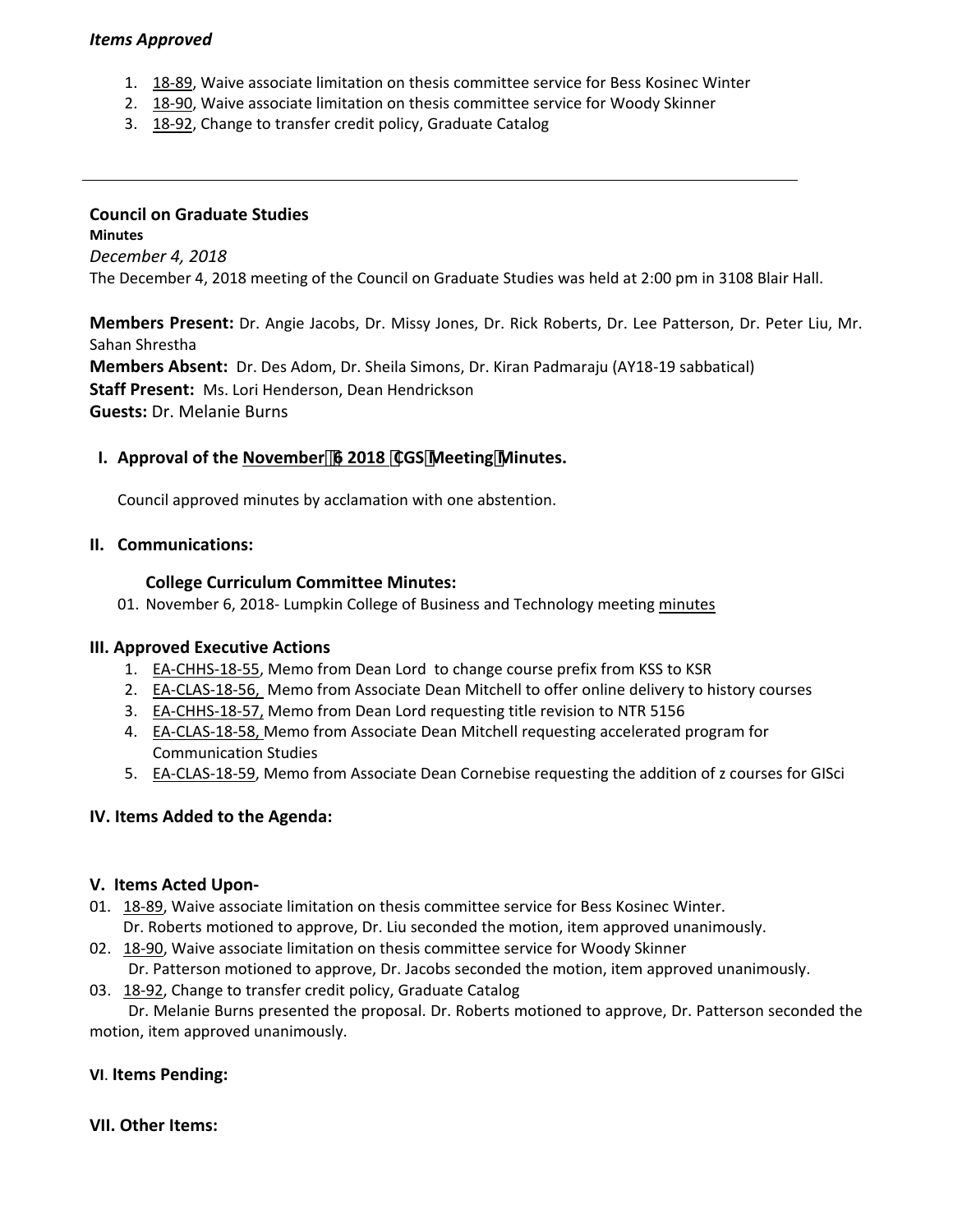*Items Approved*

1. 18-89, Waive associate limitation on thesis committee service for Bess Kosinec Winter
2. 18-90, Waive associate limitation on thesis committee service for Woody Skinner
3. 18-92, Change to transfer credit policy, Graduate Catalog

---

**Council on Graduate Studies**

**Minutes**

*December 4, 2018*

The December 4, 2018 meeting of the Council on Graduate Studies was held at 2:00 pm in 3108 Blair Hall.

**Members Present:** Dr. Angie Jacobs, Dr. Missy Jones, Dr. Rick Roberts, Dr. Lee Patterson, Dr. Peter Liu, Mr. Sahan Shrestha

**Members Absent:** Dr. Des Adom, Dr. Sheila Simons, Dr. Kiran Padmaraju (AY18-19 sabbatical)

**Staff Present:** Ms. Lori Henderson, Dean Hendrickson

**Guests:** Dr. Melanie Burns

## I. Approval of the November 6 2018 CGS Meeting Minutes.

Council approved minutes by acclamation with one abstention.

## II. Communications:

### College Curriculum Committee Minutes:

01. November 6, 2018- Lumpkin College of Business and Technology meeting minutes

## III. Approved Executive Actions

1. EA-CHHS-18-55, Memo from Dean Lord to change course prefix from KSS to KSR
2. EA-CLAS-18-56, Memo from Associate Dean Mitchell to offer online delivery to history courses
3. EA-CHHS-18-57, Memo from Dean Lord requesting title revision to NTR 5156
4. EA-CLAS-18-58, Memo from Associate Dean Mitchell requesting accelerated program for Communication Studies
5. EA-CLAS-18-59, Memo from Associate Dean Cornebise requesting the addition of z courses for GISci

## IV. Items Added to the Agenda:

## V. Items Acted Upon-

01. 18-89, Waive associate limitation on thesis committee service for Bess Kosinec Winter.
    Dr. Roberts motioned to approve, Dr. Liu seconded the motion, item approved unanimously.
02. 18-90, Waive associate limitation on thesis committee service for Woody Skinner
    Dr. Patterson motioned to approve, Dr. Jacobs seconded the motion, item approved unanimously.
03. 18-92, Change to transfer credit policy, Graduate Catalog
    Dr. Melanie Burns presented the proposal. Dr. Roberts motioned to approve, Dr. Patterson seconded the motion, item approved unanimously.

## VI. Items Pending:

## VII. Other Items: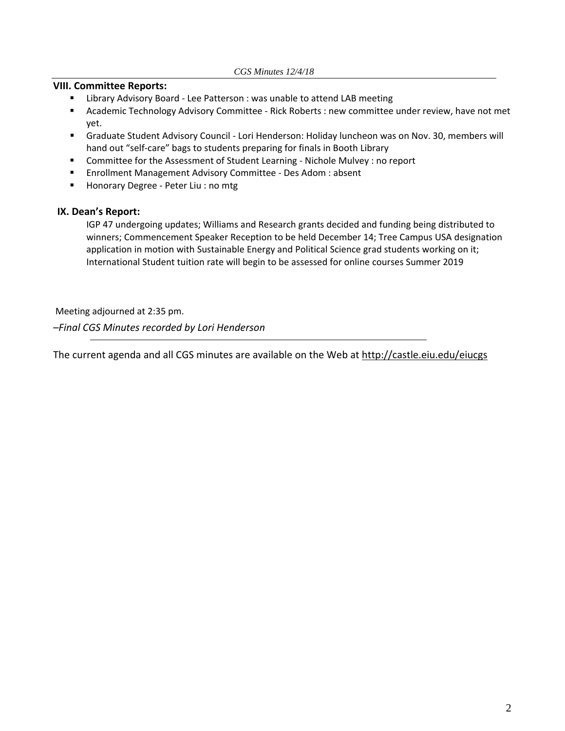## VIII. Committee Reports:

- Library Advisory Board - Lee Patterson : was unable to attend LAB meeting
- Academic Technology Advisory Committee - Rick Roberts : new committee under review, have not met yet.
- Graduate Student Advisory Council - Lori Henderson: Holiday luncheon was on Nov. 30, members will hand out "self-care" bags to students preparing for finals in Booth Library
- Committee for the Assessment of Student Learning - Nichole Mulvey : no report
- Enrollment Management Advisory Committee - Des Adom : absent
- Honorary Degree - Peter Liu : no mtg

## IX. Dean's Report:

IGP 47 undergoing updates; Williams and Research grants decided and funding being distributed to winners; Commencement Speaker Reception to be held December 14; Tree Campus USA designation application in motion with Sustainable Energy and Political Science grad students working on it; International Student tuition rate will begin to be assessed for online courses Summer 2019

Meeting adjourned at 2:35 pm.

*–Final CGS Minutes recorded by Lori Henderson*

---

The current agenda and all CGS minutes are available on the Web at http://castle.eiu.edu/eiucgs